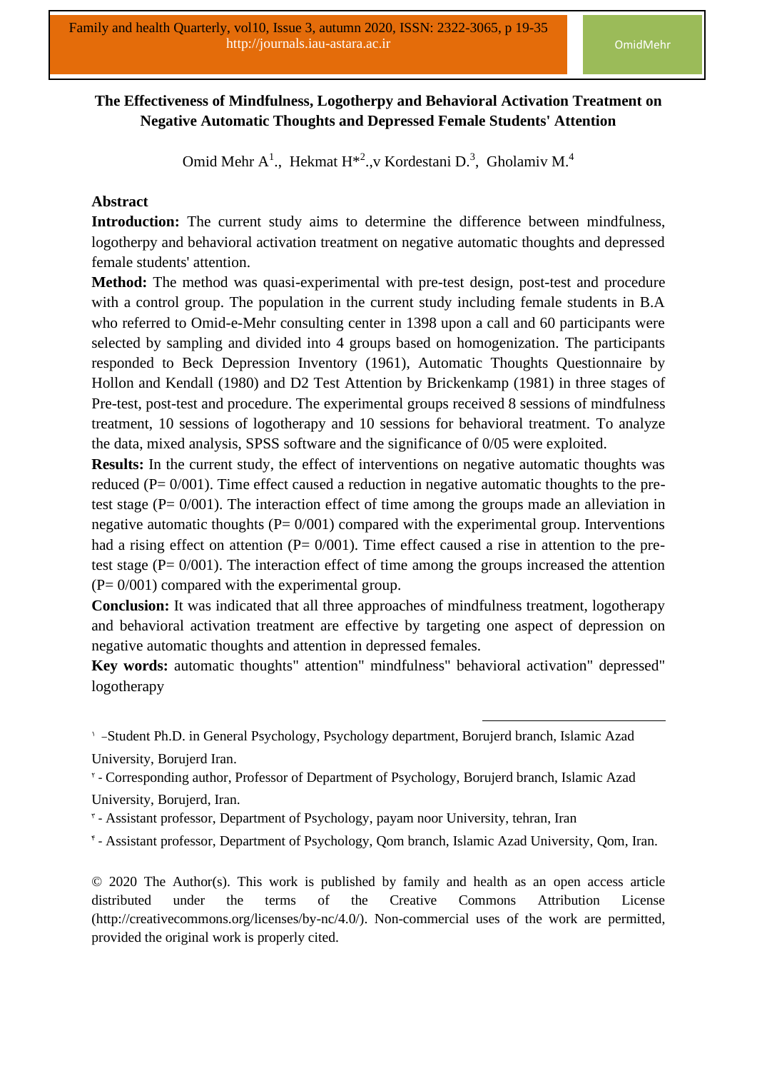# The Effectiveness of Mindfulness, Logotherpy and Behavioral Activation Treatment on Negative Automatic Thoughts and Depressed Female Students' Attention

Omid Mehr A[1]., Hekmat H*[2].,v Kordestani D.[3], Gholamiv M.[4]

## Abstract

**Introduction:** The current study aims to determine the difference between mindfulness, logotherpy and behavioral activation treatment on negative automatic thoughts and depressed female students' attention.

**Method:** The method was quasi-experimental with pre-test design, post-test and procedure with a control group. The population in the current study including female students in B.A who referred to Omid-e-Mehr consulting center in 1398 upon a call and 60 participants were selected by sampling and divided into 4 groups based on homogenization. The participants responded to Beck Depression Inventory (1961), Automatic Thoughts Questionnaire by Hollon and Kendall (1980) and D2 Test Attention by Brickenkamp (1981) in three stages of Pre-test, post-test and procedure. The experimental groups received 8 sessions of mindfulness treatment, 10 sessions of logotherapy and 10 sessions for behavioral treatment. To analyze the data, mixed analysis, SPSS software and the significance of 0/05 were exploited.

**Results:** In the current study, the effect of interventions on negative automatic thoughts was reduced (P= 0/001). Time effect caused a reduction in negative automatic thoughts to the pre-test stage (P= 0/001). The interaction effect of time among the groups made an alleviation in negative automatic thoughts (P= 0/001) compared with the experimental group. Interventions had a rising effect on attention (P= 0/001). Time effect caused a rise in attention to the pre-test stage (P= 0/001). The interaction effect of time among the groups increased the attention (P= 0/001) compared with the experimental group.

**Conclusion:** It was indicated that all three approaches of mindfulness treatment, logotherapy and behavioral activation treatment are effective by targeting one aspect of depression on negative automatic thoughts and attention in depressed females.

**Key words:** automatic thoughts" attention" mindfulness" behavioral activation" depressed" logotherapy

---

[1] -Student Ph.D. in General Psychology, Psychology department, Borujerd branch, Islamic Azad University, Borujerd Iran.

[2] - Corresponding author, Professor of Department of Psychology, Borujerd branch, Islamic Azad University, Borujerd, Iran.

[3] - Assistant professor, Department of Psychology, payam noor University, tehran, Iran

[4] - Assistant professor, Department of Psychology, Qom branch, Islamic Azad University, Qom, Iran.

© 2020 The Author(s). This work is published by family and health as an open access article distributed under the terms of the Creative Commons Attribution License (http://creativecommons.org/licenses/by-nc/4.0/). Non-commercial uses of the work are permitted, provided the original work is properly cited.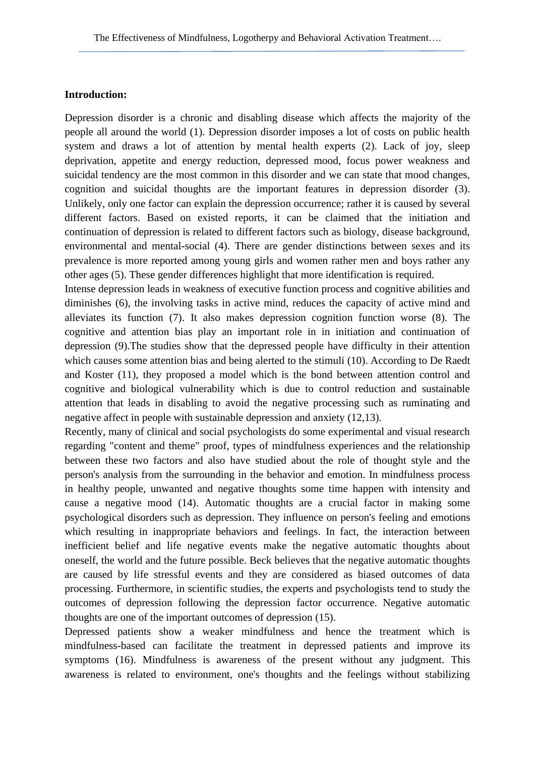**Introduction:**

Depression disorder is a chronic and disabling disease which affects the majority of the people all around the world (1). Depression disorder imposes a lot of costs on public health system and draws a lot of attention by mental health experts (2). Lack of joy, sleep deprivation, appetite and energy reduction, depressed mood, focus power weakness and suicidal tendency are the most common in this disorder and we can state that mood changes, cognition and suicidal thoughts are the important features in depression disorder (3). Unlikely, only one factor can explain the depression occurrence; rather it is caused by several different factors. Based on existed reports, it can be claimed that the initiation and continuation of depression is related to different factors such as biology, disease background, environmental and mental-social (4). There are gender distinctions between sexes and its prevalence is more reported among young girls and women rather men and boys rather any other ages (5). These gender differences highlight that more identification is required.

Intense depression leads in weakness of executive function process and cognitive abilities and diminishes (6), the involving tasks in active mind, reduces the capacity of active mind and alleviates its function (7). It also makes depression cognition function worse (8). The cognitive and attention bias play an important role in in initiation and continuation of depression (9).The studies show that the depressed people have difficulty in their attention which causes some attention bias and being alerted to the stimuli (10). According to De Raedt and Koster (11), they proposed a model which is the bond between attention control and cognitive and biological vulnerability which is due to control reduction and sustainable attention that leads in disabling to avoid the negative processing such as ruminating and negative affect in people with sustainable depression and anxiety (12,13).

Recently, many of clinical and social psychologists do some experimental and visual research regarding "content and theme" proof, types of mindfulness experiences and the relationship between these two factors and also have studied about the role of thought style and the person's analysis from the surrounding in the behavior and emotion. In mindfulness process in healthy people, unwanted and negative thoughts some time happen with intensity and cause a negative mood (14). Automatic thoughts are a crucial factor in making some psychological disorders such as depression. They influence on person's feeling and emotions which resulting in inappropriate behaviors and feelings. In fact, the interaction between inefficient belief and life negative events make the negative automatic thoughts about oneself, the world and the future possible. Beck believes that the negative automatic thoughts are caused by life stressful events and they are considered as biased outcomes of data processing. Furthermore, in scientific studies, the experts and psychologists tend to study the outcomes of depression following the depression factor occurrence. Negative automatic thoughts are one of the important outcomes of depression (15).

Depressed patients show a weaker mindfulness and hence the treatment which is mindfulness-based can facilitate the treatment in depressed patients and improve its symptoms (16). Mindfulness is awareness of the present without any judgment. This awareness is related to environment, one's thoughts and the feelings without stabilizing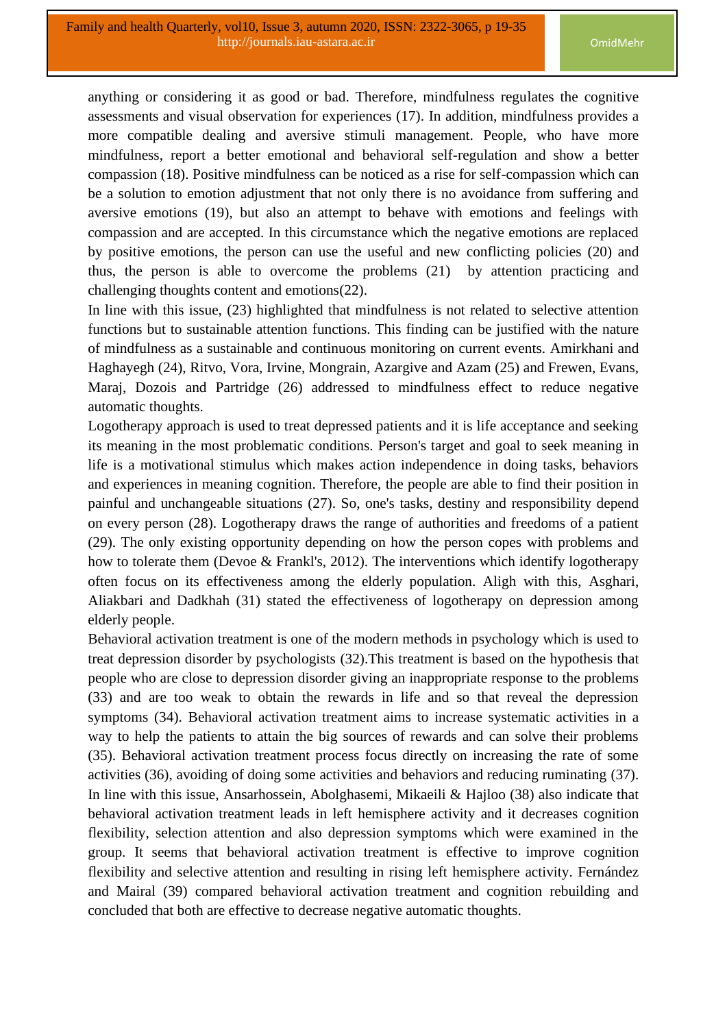anything or considering it as good or bad. Therefore, mindfulness regulates the cognitive assessments and visual observation for experiences (17). In addition, mindfulness provides a more compatible dealing and aversive stimuli management. People, who have more mindfulness, report a better emotional and behavioral self-regulation and show a better compassion (18). Positive mindfulness can be noticed as a rise for self-compassion which can be a solution to emotion adjustment that not only there is no avoidance from suffering and aversive emotions (19), but also an attempt to behave with emotions and feelings with compassion and are accepted. In this circumstance which the negative emotions are replaced by positive emotions, the person can use the useful and new conflicting policies (20) and thus, the person is able to overcome the problems (21) by attention practicing and challenging thoughts content and emotions(22).

In line with this issue, (23) highlighted that mindfulness is not related to selective attention functions but to sustainable attention functions. This finding can be justified with the nature of mindfulness as a sustainable and continuous monitoring on current events. Amirkhani and Haghayegh (24), Ritvo, Vora, Irvine, Mongrain, Azargive and Azam (25) and Frewen, Evans, Maraj, Dozois and Partridge (26) addressed to mindfulness effect to reduce negative automatic thoughts.

Logotherapy approach is used to treat depressed patients and it is life acceptance and seeking its meaning in the most problematic conditions. Person's target and goal to seek meaning in life is a motivational stimulus which makes action independence in doing tasks, behaviors and experiences in meaning cognition. Therefore, the people are able to find their position in painful and unchangeable situations (27). So, one's tasks, destiny and responsibility depend on every person (28). Logotherapy draws the range of authorities and freedoms of a patient (29). The only existing opportunity depending on how the person copes with problems and how to tolerate them (Devoe & Frankl's, 2012). The interventions which identify logotherapy often focus on its effectiveness among the elderly population. Aligh with this, Asghari, Aliakbari and Dadkhah (31) stated the effectiveness of logotherapy on depression among elderly people.

Behavioral activation treatment is one of the modern methods in psychology which is used to treat depression disorder by psychologists (32).This treatment is based on the hypothesis that people who are close to depression disorder giving an inappropriate response to the problems (33) and are too weak to obtain the rewards in life and so that reveal the depression symptoms (34). Behavioral activation treatment aims to increase systematic activities in a way to help the patients to attain the big sources of rewards and can solve their problems (35). Behavioral activation treatment process focus directly on increasing the rate of some activities (36), avoiding of doing some activities and behaviors and reducing ruminating (37). In line with this issue, Ansarhossein, Abolghasemi, Mikaeili & Hajloo (38) also indicate that behavioral activation treatment leads in left hemisphere activity and it decreases cognition flexibility, selection attention and also depression symptoms which were examined in the group. It seems that behavioral activation treatment is effective to improve cognition flexibility and selective attention and resulting in rising left hemisphere activity. Fernández and Mairal (39) compared behavioral activation treatment and cognition rebuilding and concluded that both are effective to decrease negative automatic thoughts.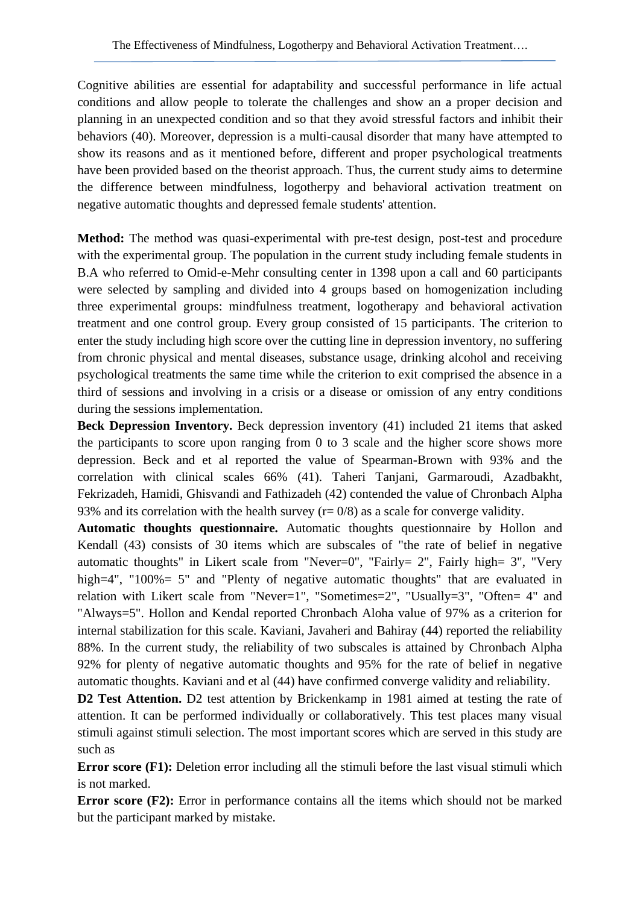Cognitive abilities are essential for adaptability and successful performance in life actual conditions and allow people to tolerate the challenges and show an a proper decision and planning in an unexpected condition and so that they avoid stressful factors and inhibit their behaviors (40). Moreover, depression is a multi-causal disorder that many have attempted to show its reasons and as it mentioned before, different and proper psychological treatments have been provided based on the theorist approach. Thus, the current study aims to determine the difference between mindfulness, logotherpy and behavioral activation treatment on negative automatic thoughts and depressed female students' attention.

**Method:** The method was quasi-experimental with pre-test design, post-test and procedure with the experimental group. The population in the current study including female students in B.A who referred to Omid-e-Mehr consulting center in 1398 upon a call and 60 participants were selected by sampling and divided into 4 groups based on homogenization including three experimental groups: mindfulness treatment, logotherapy and behavioral activation treatment and one control group. Every group consisted of 15 participants. The criterion to enter the study including high score over the cutting line in depression inventory, no suffering from chronic physical and mental diseases, substance usage, drinking alcohol and receiving psychological treatments the same time while the criterion to exit comprised the absence in a third of sessions and involving in a crisis or a disease or omission of any entry conditions during the sessions implementation.

**Beck Depression Inventory.** Beck depression inventory (41) included 21 items that asked the participants to score upon ranging from 0 to 3 scale and the higher score shows more depression. Beck and et al reported the value of Spearman-Brown with 93% and the correlation with clinical scales 66% (41). Taheri Tanjani, Garmaroudi, Azadbakht, Fekrizadeh, Hamidi, Ghisvandi and Fathizadeh (42) contended the value of Chronbach Alpha 93% and its correlation with the health survey (r= 0/8) as a scale for converge validity.

**Automatic thoughts questionnaire.** Automatic thoughts questionnaire by Hollon and Kendall (43) consists of 30 items which are subscales of "the rate of belief in negative automatic thoughts" in Likert scale from "Never=0", "Fairly= 2", Fairly high= 3", "Very high=4", "100%= 5" and "Plenty of negative automatic thoughts" that are evaluated in relation with Likert scale from "Never=1", "Sometimes=2", "Usually=3", "Often= 4" and "Always=5". Hollon and Kendal reported Chronbach Aloha value of 97% as a criterion for internal stabilization for this scale. Kaviani, Javaheri and Bahiray (44) reported the reliability 88%. In the current study, the reliability of two subscales is attained by Chronbach Alpha 92% for plenty of negative automatic thoughts and 95% for the rate of belief in negative automatic thoughts. Kaviani and et al (44) have confirmed converge validity and reliability.

**D2 Test Attention.** D2 test attention by Brickenkamp in 1981 aimed at testing the rate of attention. It can be performed individually or collaboratively. This test places many visual stimuli against stimuli selection. The most important scores which are served in this study are such as

**Error score (F1):** Deletion error including all the stimuli before the last visual stimuli which is not marked.

**Error score (F2):** Error in performance contains all the items which should not be marked but the participant marked by mistake.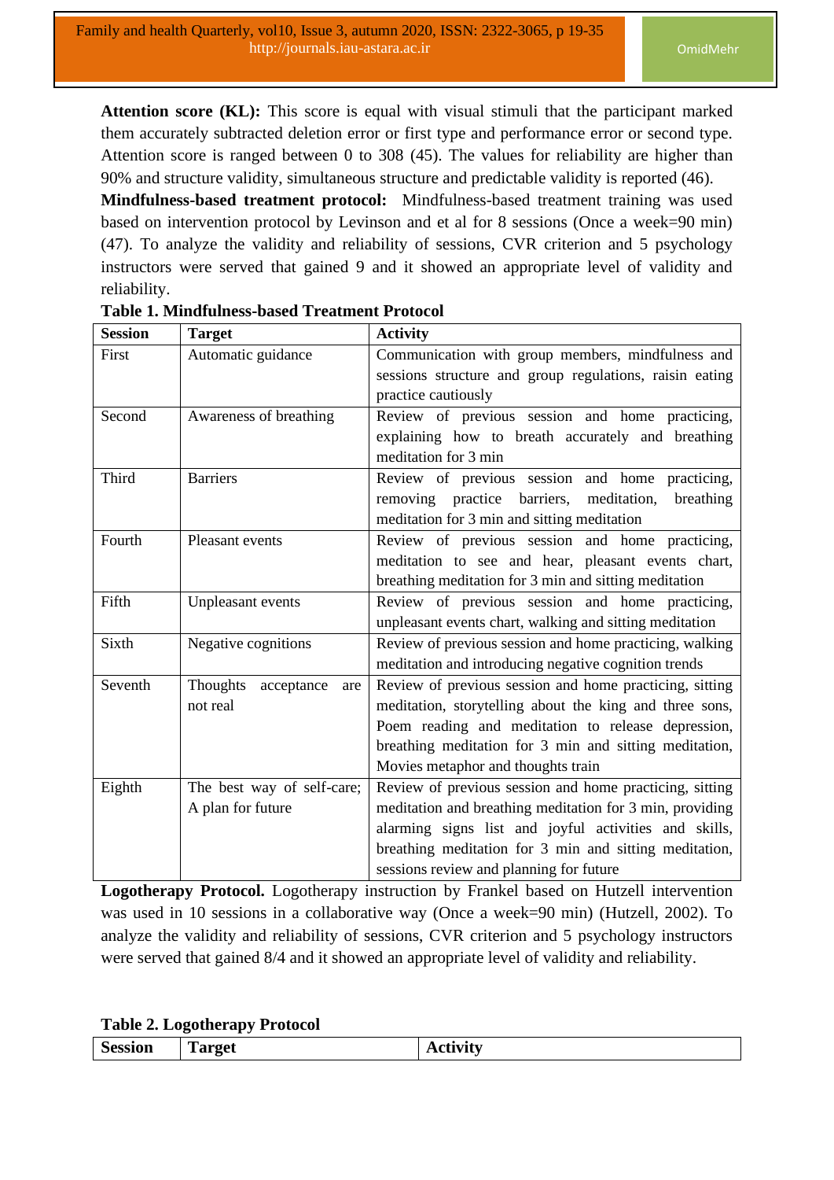**Attention score (KL):** This score is equal with visual stimuli that the participant marked them accurately subtracted deletion error or first type and performance error or second type. Attention score is ranged between 0 to 308 (45). The values for reliability are higher than 90% and structure validity, simultaneous structure and predictable validity is reported (46).

**Mindfulness-based treatment protocol:** Mindfulness-based treatment training was used based on intervention protocol by Levinson and et al for 8 sessions (Once a week=90 min) (47). To analyze the validity and reliability of sessions, CVR criterion and 5 psychology instructors were served that gained 9 and it showed an appropriate level of validity and reliability.

**Table 1. Mindfulness-based Treatment Protocol**

| Session | Target | Activity |
|---|---|---|
| First | Automatic guidance | Communication with group members, mindfulness and sessions structure and group regulations, raisin eating practice cautiously |
| Second | Awareness of breathing | Review of previous session and home practicing, explaining how to breath accurately and breathing meditation for 3 min |
| Third | Barriers | Review of previous session and home practicing, removing practice barriers, meditation, breathing meditation for 3 min and sitting meditation |
| Fourth | Pleasant events | Review of previous session and home practicing, meditation to see and hear, pleasant events chart, breathing meditation for 3 min and sitting meditation |
| Fifth | Unpleasant events | Review of previous session and home practicing, unpleasant events chart, walking and sitting meditation |
| Sixth | Negative cognitions | Review of previous session and home practicing, walking meditation and introducing negative cognition trends |
| Seventh | Thoughts acceptance are not real | Review of previous session and home practicing, sitting meditation, storytelling about the king and three sons, Poem reading and meditation to release depression, breathing meditation for 3 min and sitting meditation, Movies metaphor and thoughts train |
| Eighth | The best way of self-care; A plan for future | Review of previous session and home practicing, sitting meditation and breathing meditation for 3 min, providing alarming signs list and joyful activities and skills, breathing meditation for 3 min and sitting meditation, sessions review and planning for future |

**Logotherapy Protocol.** Logotherapy instruction by Frankel based on Hutzell intervention was used in 10 sessions in a collaborative way (Once a week=90 min) (Hutzell, 2002). To analyze the validity and reliability of sessions, CVR criterion and 5 psychology instructors were served that gained 8/4 and it showed an appropriate level of validity and reliability.

**Table 2. Logotherapy Protocol**

| Session | Target | Activity |
|---|---|---|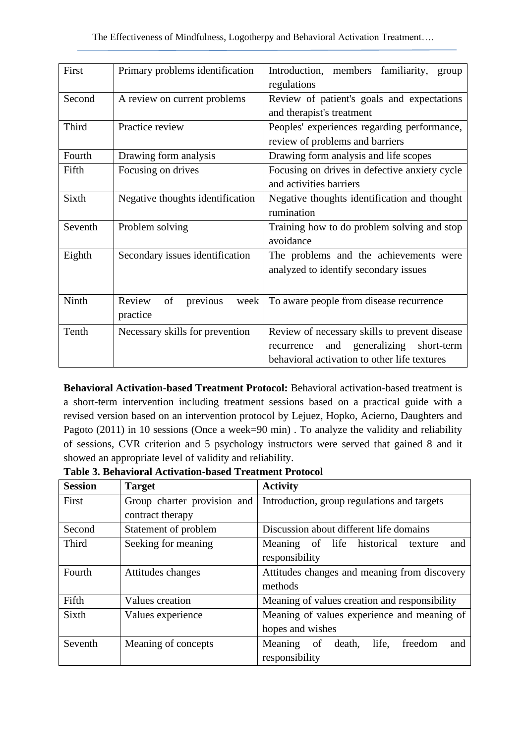| | | |
|---|---|---|
| First | Primary problems identification | Introduction, members familiarity, group regulations |
| Second | A review on current problems | Review of patient's goals and expectations and therapist's treatment |
| Third | Practice review | Peoples' experiences regarding performance, review of problems and barriers |
| Fourth | Drawing form analysis | Drawing form analysis and life scopes |
| Fifth | Focusing on drives | Focusing on drives in defective anxiety cycle and activities barriers |
| Sixth | Negative thoughts identification | Negative thoughts identification and thought rumination |
| Seventh | Problem solving | Training how to do problem solving and stop avoidance |
| Eighth | Secondary issues identification | The problems and the achievements were analyzed to identify secondary issues |
| Ninth | Review of previous week practice | To aware people from disease recurrence |
| Tenth | Necessary skills for prevention | Review of necessary skills to prevent disease recurrence and generalizing short-term behavioral activation to other life textures |

**Behavioral Activation-based Treatment Protocol:** Behavioral activation-based treatment is a short-term intervention including treatment sessions based on a practical guide with a revised version based on an intervention protocol by Lejuez, Hopko, Acierno, Daughters and Pagoto (2011) in 10 sessions (Once a week=90 min) . To analyze the validity and reliability of sessions, CVR criterion and 5 psychology instructors were served that gained 8 and it showed an appropriate level of validity and reliability.

**Table 3. Behavioral Activation-based Treatment Protocol**

| Session | Target | Activity |
|---|---|---|
| First | Group charter provision and contract therapy | Introduction, group regulations and targets |
| Second | Statement of problem | Discussion about different life domains |
| Third | Seeking for meaning | Meaning of life historical texture and responsibility |
| Fourth | Attitudes changes | Attitudes changes and meaning from discovery methods |
| Fifth | Values creation | Meaning of values creation and responsibility |
| Sixth | Values experience | Meaning of values experience and meaning of hopes and wishes |
| Seventh | Meaning of concepts | Meaning of death, life, freedom and responsibility |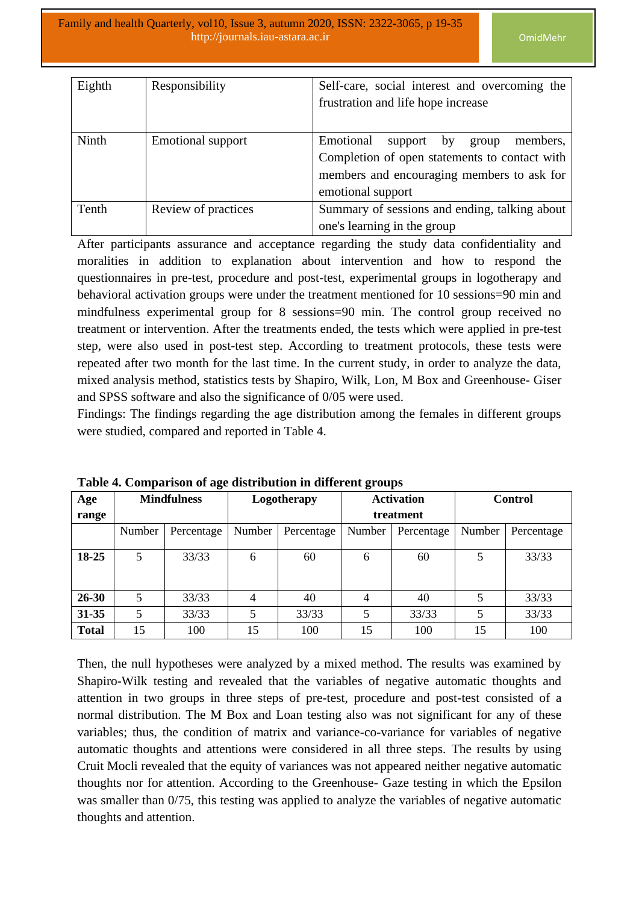| Eighth | Responsibility | Self-care, social interest and overcoming the frustration and life hope increase |
|---|---|---|
| Ninth | Emotional support | Emotional support by group members, Completion of open statements to contact with members and encouraging members to ask for emotional support |
| Tenth | Review of practices | Summary of sessions and ending, talking about one's learning in the group |

After participants assurance and acceptance regarding the study data confidentiality and moralities in addition to explanation about intervention and how to respond the questionnaires in pre-test, procedure and post-test, experimental groups in logotherapy and behavioral activation groups were under the treatment mentioned for 10 sessions=90 min and mindfulness experimental group for 8 sessions=90 min. The control group received no treatment or intervention. After the treatments ended, the tests which were applied in pre-test step, were also used in post-test step. According to treatment protocols, these tests were repeated after two month for the last time. In the current study, in order to analyze the data, mixed analysis method, statistics tests by Shapiro, Wilk, Lon, M Box and Greenhouse- Giser and SPSS software and also the significance of 0/05 were used.

Findings: The findings regarding the age distribution among the females in different groups were studied, compared and reported in Table 4.

**Table 4. Comparison of age distribution in different groups**

| Age range | Mindfulness | | Logotherapy | | Activation treatment | | Control | |
|---|---|---|---|---|---|---|---|---|
| | Number | Percentage | Number | Percentage | Number | Percentage | Number | Percentage |
| **18-25** | 5 | 33/33 | 6 | 60 | 6 | 60 | 5 | 33/33 |
| **26-30** | 5 | 33/33 | 4 | 40 | 4 | 40 | 5 | 33/33 |
| **31-35** | 5 | 33/33 | 5 | 33/33 | 5 | 33/33 | 5 | 33/33 |
| **Total** | 15 | 100 | 15 | 100 | 15 | 100 | 15 | 100 |

Then, the null hypotheses were analyzed by a mixed method. The results was examined by Shapiro-Wilk testing and revealed that the variables of negative automatic thoughts and attention in two groups in three steps of pre-test, procedure and post-test consisted of a normal distribution. The M Box and Loan testing also was not significant for any of these variables; thus, the condition of matrix and variance-co-variance for variables of negative automatic thoughts and attentions were considered in all three steps. The results by using Cruit Mocli revealed that the equity of variances was not appeared neither negative automatic thoughts nor for attention. According to the Greenhouse- Gaze testing in which the Epsilon was smaller than 0/75, this testing was applied to analyze the variables of negative automatic thoughts and attention.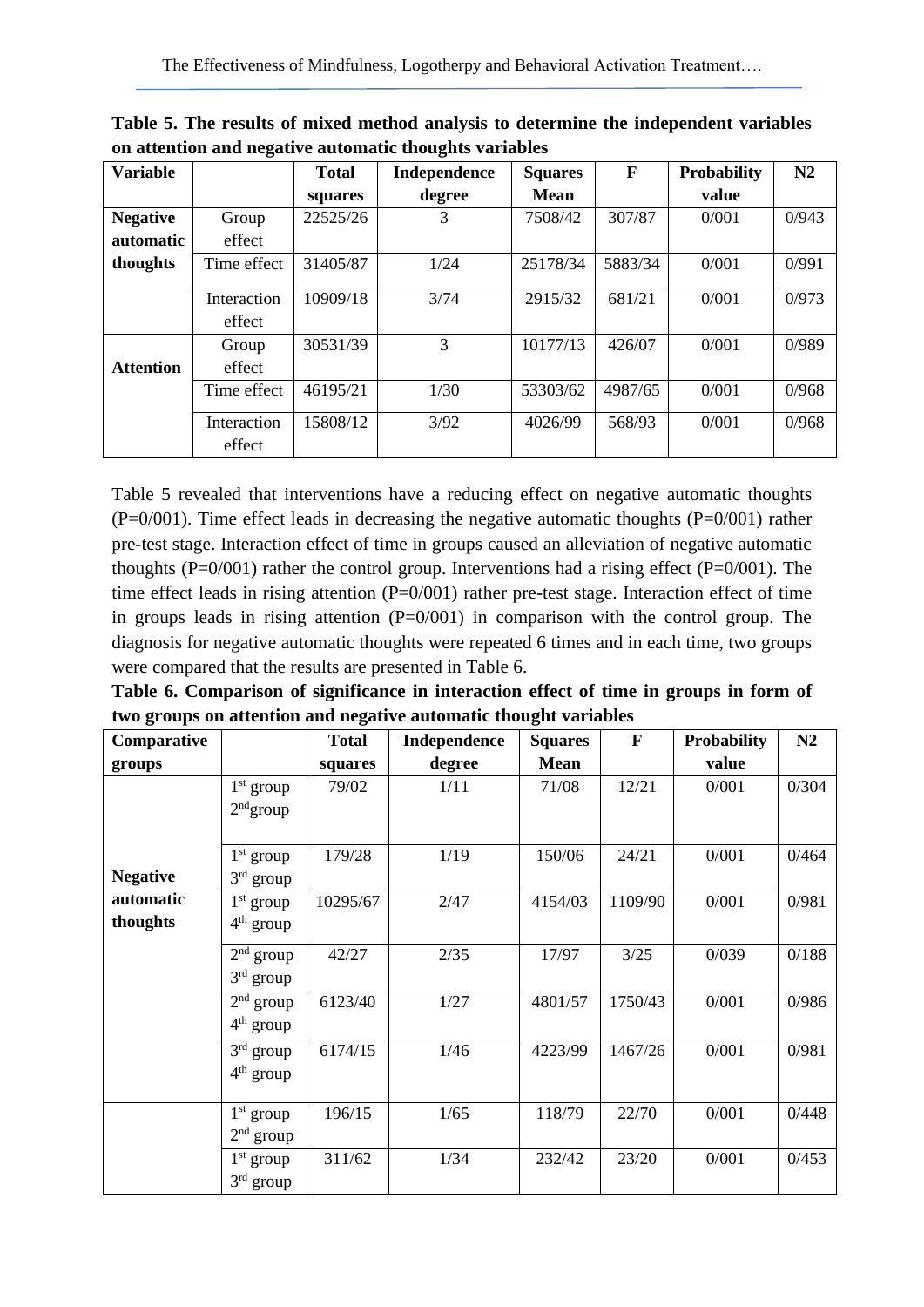**Table 5. The results of mixed method analysis to determine the independent variables on attention and negative automatic thoughts variables**

| Variable | | Total squares | Independence degree | Squares Mean | F | Probability value | N2 |
|---|---|---|---|---|---|---|---|
| **Negative automatic thoughts** | Group effect | 22525/26 | 3 | 7508/42 | 307/87 | 0/001 | 0/943 |
| | Time effect | 31405/87 | 1/24 | 25178/34 | 5883/34 | 0/001 | 0/991 |
| | Interaction effect | 10909/18 | 3/74 | 2915/32 | 681/21 | 0/001 | 0/973 |
| **Attention** | Group effect | 30531/39 | 3 | 10177/13 | 426/07 | 0/001 | 0/989 |
| | Time effect | 46195/21 | 1/30 | 53303/62 | 4987/65 | 0/001 | 0/968 |
| | Interaction effect | 15808/12 | 3/92 | 4026/99 | 568/93 | 0/001 | 0/968 |

Table 5 revealed that interventions have a reducing effect on negative automatic thoughts (P=0/001). Time effect leads in decreasing the negative automatic thoughts (P=0/001) rather pre-test stage. Interaction effect of time in groups caused an alleviation of negative automatic thoughts (P=0/001) rather the control group. Interventions had a rising effect (P=0/001). The time effect leads in rising attention (P=0/001) rather pre-test stage. Interaction effect of time in groups leads in rising attention (P=0/001) in comparison with the control group. The diagnosis for negative automatic thoughts were repeated 6 times and in each time, two groups were compared that the results are presented in Table 6.

**Table 6. Comparison of significance in interaction effect of time in groups in form of two groups on attention and negative automatic thought variables**

| Comparative groups | | Total squares | Independence degree | Squares Mean | F | Probability value | N2 |
|---|---|---|---|---|---|---|---|
| **Negative automatic thoughts** | 1st group 2nd group | 79/02 | 1/11 | 71/08 | 12/21 | 0/001 | 0/304 |
| | 1st group 3rd group | 179/28 | 1/19 | 150/06 | 24/21 | 0/001 | 0/464 |
| | 1st group 4th group | 10295/67 | 2/47 | 4154/03 | 1109/90 | 0/001 | 0/981 |
| | 2nd group 3rd group | 42/27 | 2/35 | 17/97 | 3/25 | 0/039 | 0/188 |
| | 2nd group 4th group | 6123/40 | 1/27 | 4801/57 | 1750/43 | 0/001 | 0/986 |
| | 3rd group 4th group | 6174/15 | 1/46 | 4223/99 | 1467/26 | 0/001 | 0/981 |
| | 1st group 2nd group | 196/15 | 1/65 | 118/79 | 22/70 | 0/001 | 0/448 |
| | 1st group 3rd group | 311/62 | 1/34 | 232/42 | 23/20 | 0/001 | 0/453 |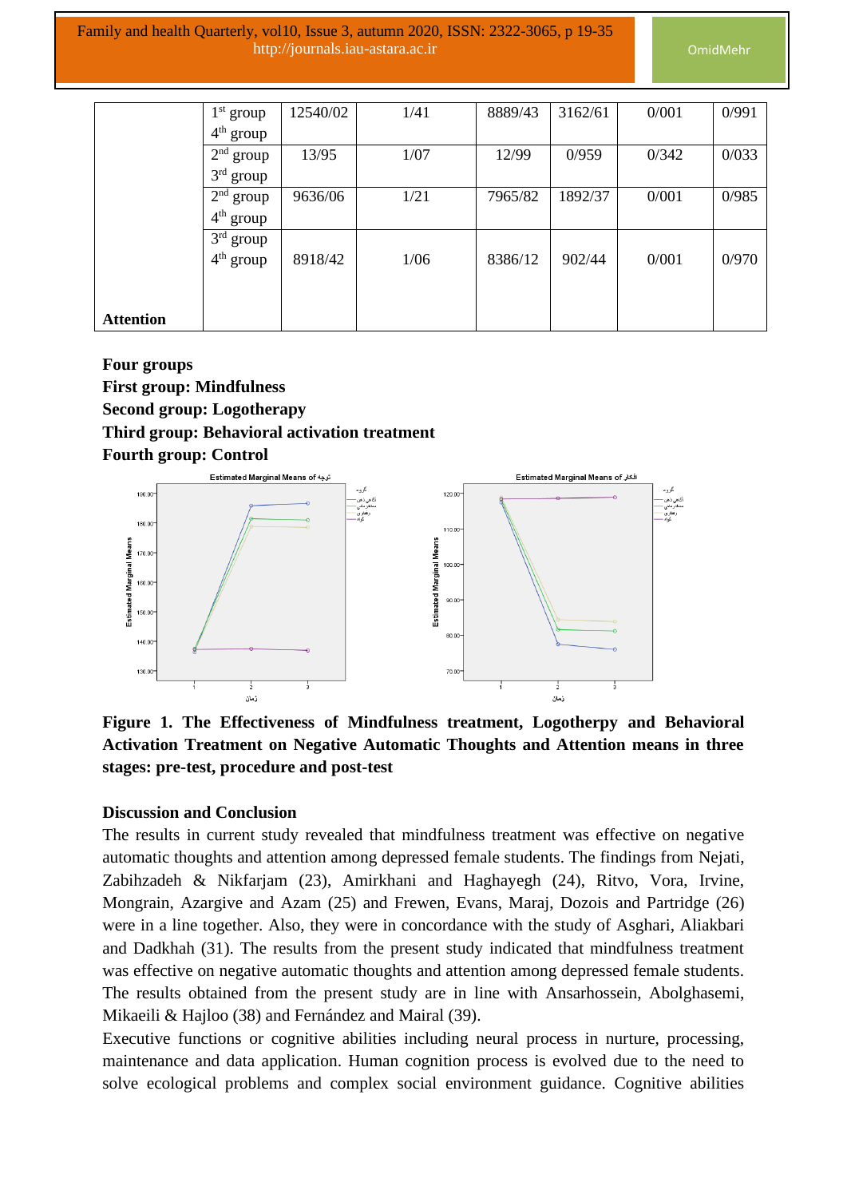|  |  |  |  |  |  |  |  |
|---|---|---|---|---|---|---|---|
|  | 1st group 4th group | 12540/02 | 1/41 | 8889/43 | 3162/61 | 0/001 | 0/991 |
|  | 2nd group 3rd group | 13/95 | 1/07 | 12/99 | 0/959 | 0/342 | 0/033 |
|  | 2nd group 4th group | 9636/06 | 1/21 | 7965/82 | 1892/37 | 0/001 | 0/985 |
| Attention | 3rd group 4th group | 8918/42 | 1/06 | 8386/12 | 902/44 | 0/001 | 0/970 |

**Four groups**
**First group: Mindfulness**
**Second group: Logotherapy**
**Third group: Behavioral activation treatment**
**Fourth group: Control**

**Figure 1. The Effectiveness of Mindfulness treatment, Logotherpy and Behavioral Activation Treatment on Negative Automatic Thoughts and Attention means in three stages: pre-test, procedure and post-test**

## Discussion and Conclusion

The results in current study revealed that mindfulness treatment was effective on negative automatic thoughts and attention among depressed female students. The findings from Nejati, Zabihzadeh & Nikfarjam (23), Amirkhani and Haghayegh (24), Ritvo, Vora, Irvine, Mongrain, Azargive and Azam (25) and Frewen, Evans, Maraj, Dozois and Partridge (26) were in a line together. Also, they were in concordance with the study of Asghari, Aliakbari and Dadkhah (31). The results from the present study indicated that mindfulness treatment was effective on negative automatic thoughts and attention among depressed female students. The results obtained from the present study are in line with Ansarhossein, Abolghasemi, Mikaeili & Hajloo (38) and Fernández and Mairal (39).

Executive functions or cognitive abilities including neural process in nurture, processing, maintenance and data application. Human cognition process is evolved due to the need to solve ecological problems and complex social environment guidance. Cognitive abilities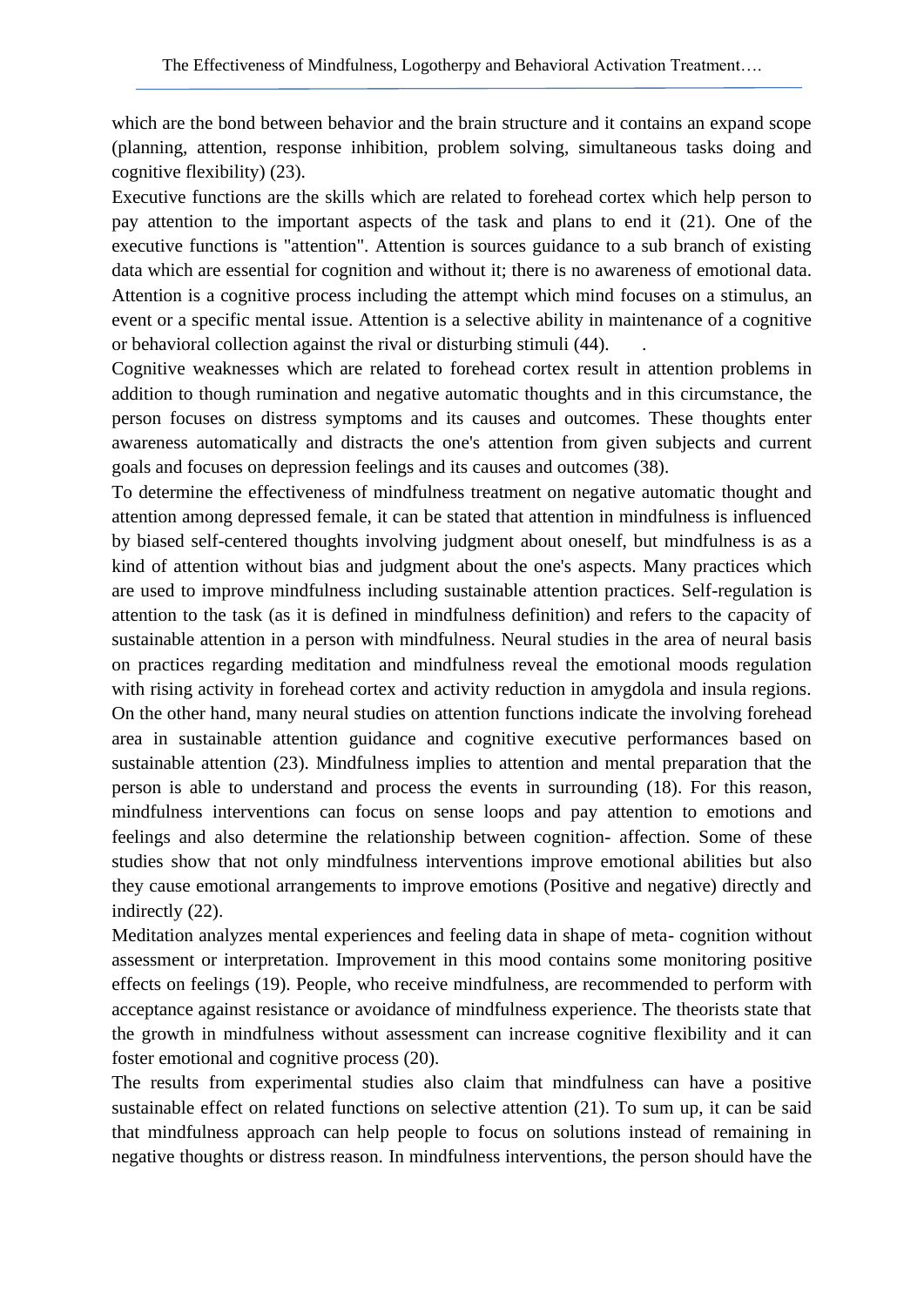which are the bond between behavior and the brain structure and it contains an expand scope (planning, attention, response inhibition, problem solving, simultaneous tasks doing and cognitive flexibility) (23).

Executive functions are the skills which are related to forehead cortex which help person to pay attention to the important aspects of the task and plans to end it (21). One of the executive functions is "attention". Attention is sources guidance to a sub branch of existing data which are essential for cognition and without it; there is no awareness of emotional data. Attention is a cognitive process including the attempt which mind focuses on a stimulus, an event or a specific mental issue. Attention is a selective ability in maintenance of a cognitive or behavioral collection against the rival or disturbing stimuli (44). .

Cognitive weaknesses which are related to forehead cortex result in attention problems in addition to though rumination and negative automatic thoughts and in this circumstance, the person focuses on distress symptoms and its causes and outcomes. These thoughts enter awareness automatically and distracts the one's attention from given subjects and current goals and focuses on depression feelings and its causes and outcomes (38).

To determine the effectiveness of mindfulness treatment on negative automatic thought and attention among depressed female, it can be stated that attention in mindfulness is influenced by biased self-centered thoughts involving judgment about oneself, but mindfulness is as a kind of attention without bias and judgment about the one's aspects. Many practices which are used to improve mindfulness including sustainable attention practices. Self-regulation is attention to the task (as it is defined in mindfulness definition) and refers to the capacity of sustainable attention in a person with mindfulness. Neural studies in the area of neural basis on practices regarding meditation and mindfulness reveal the emotional moods regulation with rising activity in forehead cortex and activity reduction in amygdola and insula regions. On the other hand, many neural studies on attention functions indicate the involving forehead area in sustainable attention guidance and cognitive executive performances based on sustainable attention (23). Mindfulness implies to attention and mental preparation that the person is able to understand and process the events in surrounding (18). For this reason, mindfulness interventions can focus on sense loops and pay attention to emotions and feelings and also determine the relationship between cognition- affection. Some of these studies show that not only mindfulness interventions improve emotional abilities but also they cause emotional arrangements to improve emotions (Positive and negative) directly and indirectly (22).

Meditation analyzes mental experiences and feeling data in shape of meta- cognition without assessment or interpretation. Improvement in this mood contains some monitoring positive effects on feelings (19). People, who receive mindfulness, are recommended to perform with acceptance against resistance or avoidance of mindfulness experience. The theorists state that the growth in mindfulness without assessment can increase cognitive flexibility and it can foster emotional and cognitive process (20).

The results from experimental studies also claim that mindfulness can have a positive sustainable effect on related functions on selective attention (21). To sum up, it can be said that mindfulness approach can help people to focus on solutions instead of remaining in negative thoughts or distress reason. In mindfulness interventions, the person should have the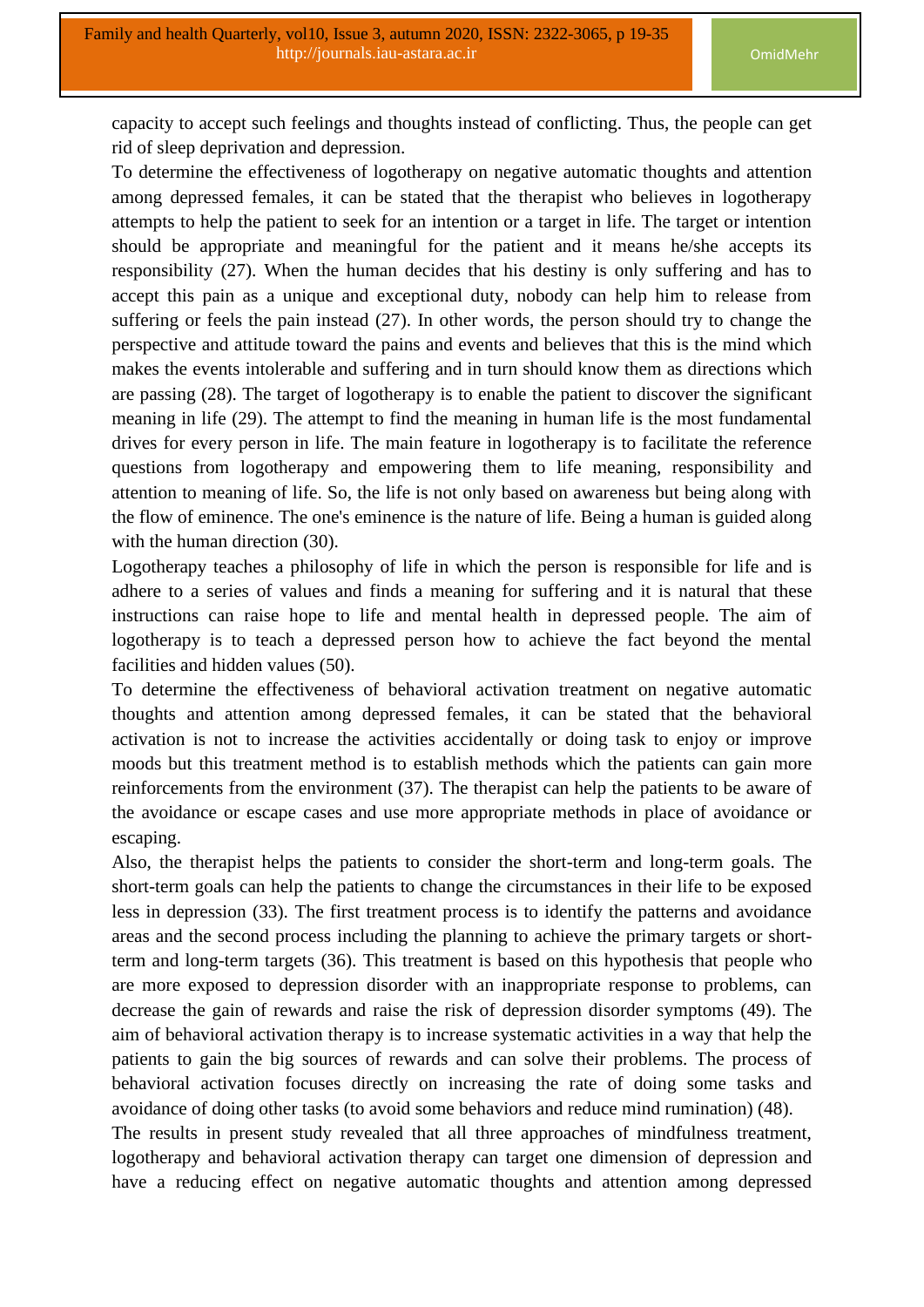capacity to accept such feelings and thoughts instead of conflicting. Thus, the people can get rid of sleep deprivation and depression.

To determine the effectiveness of logotherapy on negative automatic thoughts and attention among depressed females, it can be stated that the therapist who believes in logotherapy attempts to help the patient to seek for an intention or a target in life. The target or intention should be appropriate and meaningful for the patient and it means he/she accepts its responsibility (27). When the human decides that his destiny is only suffering and has to accept this pain as a unique and exceptional duty, nobody can help him to release from suffering or feels the pain instead (27). In other words, the person should try to change the perspective and attitude toward the pains and events and believes that this is the mind which makes the events intolerable and suffering and in turn should know them as directions which are passing (28). The target of logotherapy is to enable the patient to discover the significant meaning in life (29). The attempt to find the meaning in human life is the most fundamental drives for every person in life. The main feature in logotherapy is to facilitate the reference questions from logotherapy and empowering them to life meaning, responsibility and attention to meaning of life. So, the life is not only based on awareness but being along with the flow of eminence. The one's eminence is the nature of life. Being a human is guided along with the human direction (30).

Logotherapy teaches a philosophy of life in which the person is responsible for life and is adhere to a series of values and finds a meaning for suffering and it is natural that these instructions can raise hope to life and mental health in depressed people. The aim of logotherapy is to teach a depressed person how to achieve the fact beyond the mental facilities and hidden values (50).

To determine the effectiveness of behavioral activation treatment on negative automatic thoughts and attention among depressed females, it can be stated that the behavioral activation is not to increase the activities accidentally or doing task to enjoy or improve moods but this treatment method is to establish methods which the patients can gain more reinforcements from the environment (37). The therapist can help the patients to be aware of the avoidance or escape cases and use more appropriate methods in place of avoidance or escaping.

Also, the therapist helps the patients to consider the short-term and long-term goals. The short-term goals can help the patients to change the circumstances in their life to be exposed less in depression (33). The first treatment process is to identify the patterns and avoidance areas and the second process including the planning to achieve the primary targets or short-term and long-term targets (36). This treatment is based on this hypothesis that people who are more exposed to depression disorder with an inappropriate response to problems, can decrease the gain of rewards and raise the risk of depression disorder symptoms (49). The aim of behavioral activation therapy is to increase systematic activities in a way that help the patients to gain the big sources of rewards and can solve their problems. The process of behavioral activation focuses directly on increasing the rate of doing some tasks and avoidance of doing other tasks (to avoid some behaviors and reduce mind rumination) (48).

The results in present study revealed that all three approaches of mindfulness treatment, logotherapy and behavioral activation therapy can target one dimension of depression and have a reducing effect on negative automatic thoughts and attention among depressed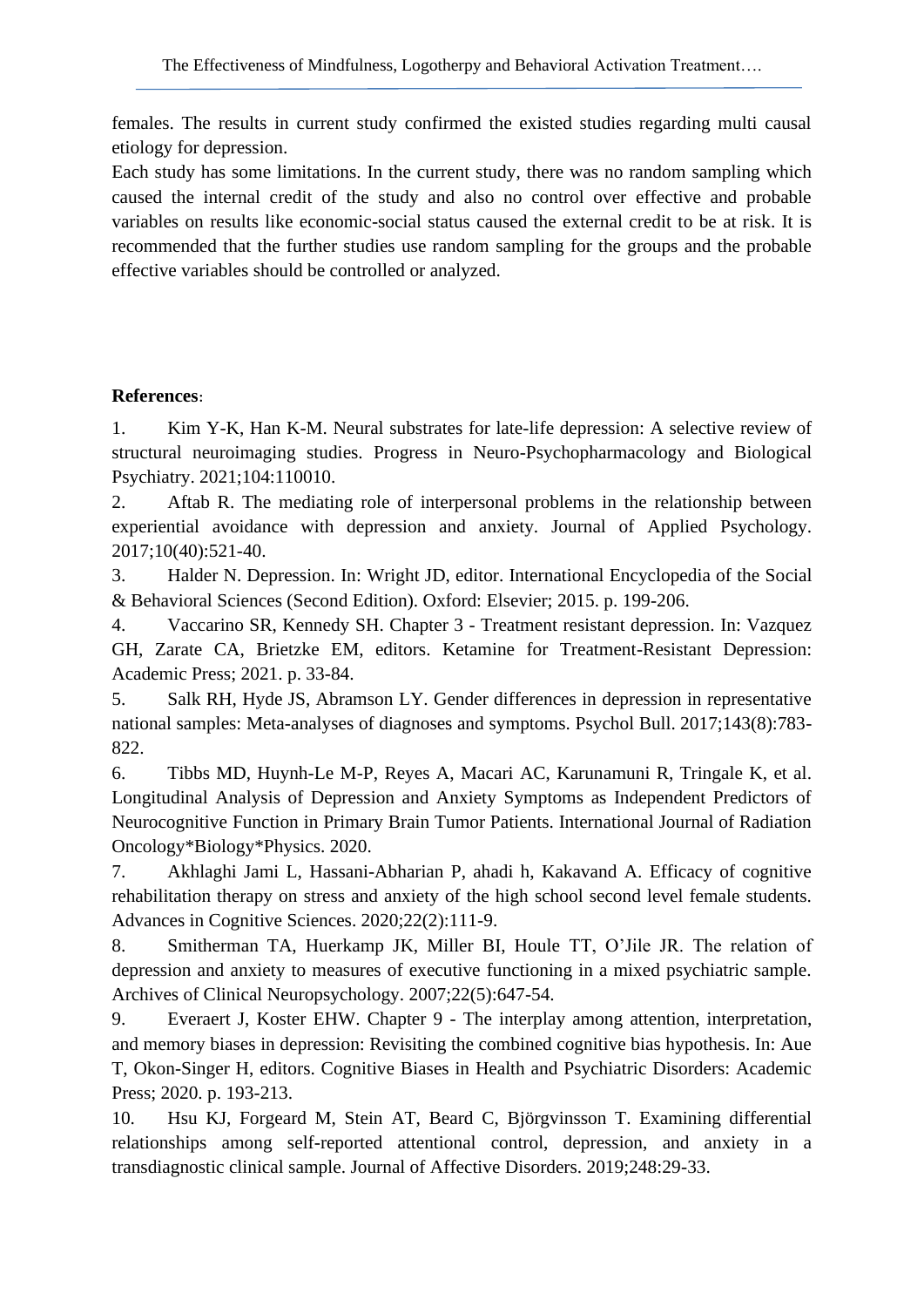females. The results in current study confirmed the existed studies regarding multi causal etiology for depression.

Each study has some limitations. In the current study, there was no random sampling which caused the internal credit of the study and also no control over effective and probable variables on results like economic-social status caused the external credit to be at risk. It is recommended that the further studies use random sampling for the groups and the probable effective variables should be controlled or analyzed.

**References**:

1. Kim Y-K, Han K-M. Neural substrates for late-life depression: A selective review of structural neuroimaging studies. Progress in Neuro-Psychopharmacology and Biological Psychiatry. 2021;104:110010.
2. Aftab R. The mediating role of interpersonal problems in the relationship between experiential avoidance with depression and anxiety. Journal of Applied Psychology. 2017;10(40):521-40.
3. Halder N. Depression. In: Wright JD, editor. International Encyclopedia of the Social & Behavioral Sciences (Second Edition). Oxford: Elsevier; 2015. p. 199-206.
4. Vaccarino SR, Kennedy SH. Chapter 3 - Treatment resistant depression. In: Vazquez GH, Zarate CA, Brietzke EM, editors. Ketamine for Treatment-Resistant Depression: Academic Press; 2021. p. 33-84.
5. Salk RH, Hyde JS, Abramson LY. Gender differences in depression in representative national samples: Meta-analyses of diagnoses and symptoms. Psychol Bull. 2017;143(8):783-822.
6. Tibbs MD, Huynh-Le M-P, Reyes A, Macari AC, Karunamuni R, Tringale K, et al. Longitudinal Analysis of Depression and Anxiety Symptoms as Independent Predictors of Neurocognitive Function in Primary Brain Tumor Patients. International Journal of Radiation Oncology*Biology*Physics. 2020.
7. Akhlaghi Jami L, Hassani-Abharian P, ahadi h, Kakavand A. Efficacy of cognitive rehabilitation therapy on stress and anxiety of the high school second level female students. Advances in Cognitive Sciences. 2020;22(2):111-9.
8. Smitherman TA, Huerkamp JK, Miller BI, Houle TT, O'Jile JR. The relation of depression and anxiety to measures of executive functioning in a mixed psychiatric sample. Archives of Clinical Neuropsychology. 2007;22(5):647-54.
9. Everaert J, Koster EHW. Chapter 9 - The interplay among attention, interpretation, and memory biases in depression: Revisiting the combined cognitive bias hypothesis. In: Aue T, Okon-Singer H, editors. Cognitive Biases in Health and Psychiatric Disorders: Academic Press; 2020. p. 193-213.
10. Hsu KJ, Forgeard M, Stein AT, Beard C, Björgvinsson T. Examining differential relationships among self-reported attentional control, depression, and anxiety in a transdiagnostic clinical sample. Journal of Affective Disorders. 2019;248:29-33.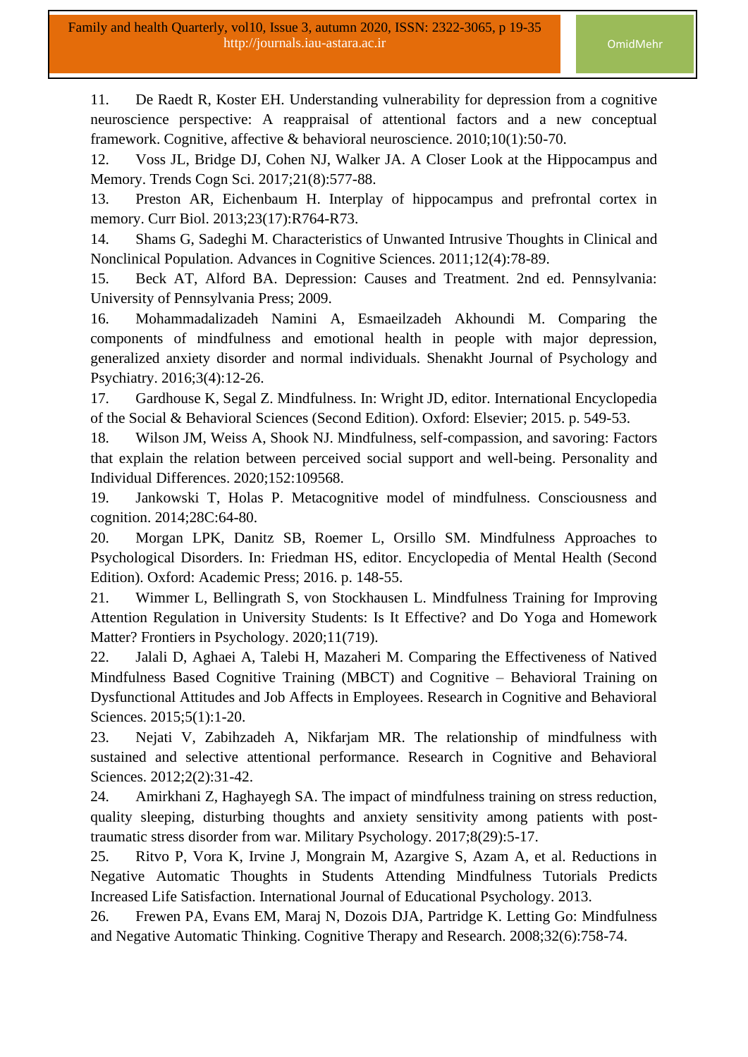11. De Raedt R, Koster EH. Understanding vulnerability for depression from a cognitive neuroscience perspective: A reappraisal of attentional factors and a new conceptual framework. Cognitive, affective & behavioral neuroscience. 2010;10(1):50-70.
12. Voss JL, Bridge DJ, Cohen NJ, Walker JA. A Closer Look at the Hippocampus and Memory. Trends Cogn Sci. 2017;21(8):577-88.
13. Preston AR, Eichenbaum H. Interplay of hippocampus and prefrontal cortex in memory. Curr Biol. 2013;23(17):R764-R73.
14. Shams G, Sadeghi M. Characteristics of Unwanted Intrusive Thoughts in Clinical and Nonclinical Population. Advances in Cognitive Sciences. 2011;12(4):78-89.
15. Beck AT, Alford BA. Depression: Causes and Treatment. 2nd ed. Pennsylvania: University of Pennsylvania Press; 2009.
16. Mohammadalizadeh Namini A, Esmaeilzadeh Akhoundi M. Comparing the components of mindfulness and emotional health in people with major depression, generalized anxiety disorder and normal individuals. Shenakht Journal of Psychology and Psychiatry. 2016;3(4):12-26.
17. Gardhouse K, Segal Z. Mindfulness. In: Wright JD, editor. International Encyclopedia of the Social & Behavioral Sciences (Second Edition). Oxford: Elsevier; 2015. p. 549-53.
18. Wilson JM, Weiss A, Shook NJ. Mindfulness, self-compassion, and savoring: Factors that explain the relation between perceived social support and well-being. Personality and Individual Differences. 2020;152:109568.
19. Jankowski T, Holas P. Metacognitive model of mindfulness. Consciousness and cognition. 2014;28C:64-80.
20. Morgan LPK, Danitz SB, Roemer L, Orsillo SM. Mindfulness Approaches to Psychological Disorders. In: Friedman HS, editor. Encyclopedia of Mental Health (Second Edition). Oxford: Academic Press; 2016. p. 148-55.
21. Wimmer L, Bellingrath S, von Stockhausen L. Mindfulness Training for Improving Attention Regulation in University Students: Is It Effective? and Do Yoga and Homework Matter? Frontiers in Psychology. 2020;11(719).
22. Jalali D, Aghaei A, Talebi H, Mazaheri M. Comparing the Effectiveness of Natived Mindfulness Based Cognitive Training (MBCT) and Cognitive – Behavioral Training on Dysfunctional Attitudes and Job Affects in Employees. Research in Cognitive and Behavioral Sciences. 2015;5(1):1-20.
23. Nejati V, Zabihzadeh A, Nikfarjam MR. The relationship of mindfulness with sustained and selective attentional performance. Research in Cognitive and Behavioral Sciences. 2012;2(2):31-42.
24. Amirkhani Z, Haghayegh SA. The impact of mindfulness training on stress reduction, quality sleeping, disturbing thoughts and anxiety sensitivity among patients with post-traumatic stress disorder from war. Military Psychology. 2017;8(29):5-17.
25. Ritvo P, Vora K, Irvine J, Mongrain M, Azargive S, Azam A, et al. Reductions in Negative Automatic Thoughts in Students Attending Mindfulness Tutorials Predicts Increased Life Satisfaction. International Journal of Educational Psychology. 2013.
26. Frewen PA, Evans EM, Maraj N, Dozois DJA, Partridge K. Letting Go: Mindfulness and Negative Automatic Thinking. Cognitive Therapy and Research. 2008;32(6):758-74.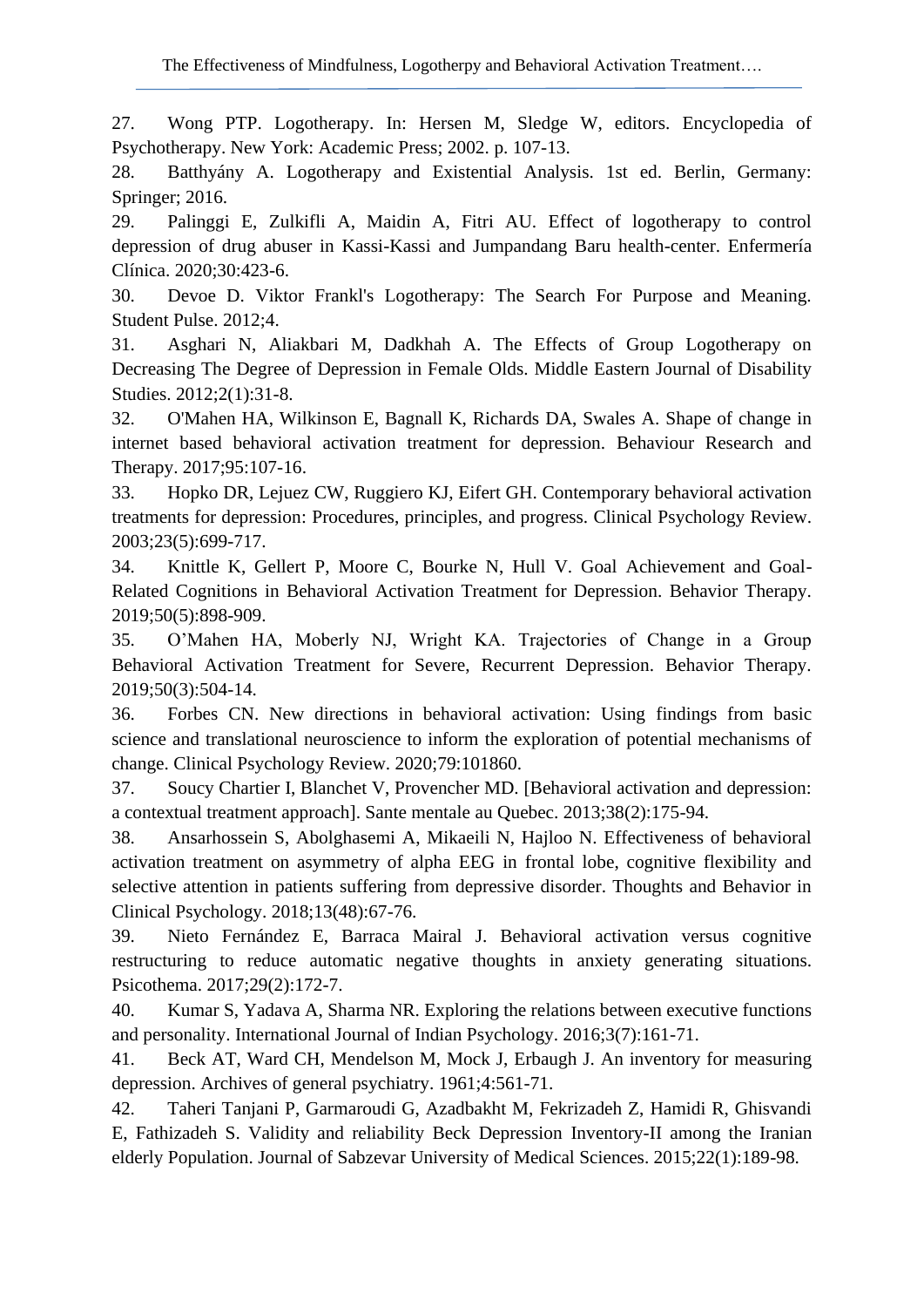27. Wong PTP. Logotherapy. In: Hersen M, Sledge W, editors. Encyclopedia of Psychotherapy. New York: Academic Press; 2002. p. 107-13.

28. Batthyány A. Logotherapy and Existential Analysis. 1st ed. Berlin, Germany: Springer; 2016.

29. Palinggi E, Zulkifli A, Maidin A, Fitri AU. Effect of logotherapy to control depression of drug abuser in Kassi-Kassi and Jumpandang Baru health-center. Enfermería Clínica. 2020;30:423-6.

30. Devoe D. Viktor Frankl's Logotherapy: The Search For Purpose and Meaning. Student Pulse. 2012;4.

31. Asghari N, Aliakbari M, Dadkhah A. The Effects of Group Logotherapy on Decreasing The Degree of Depression in Female Olds. Middle Eastern Journal of Disability Studies. 2012;2(1):31-8.

32. O'Mahen HA, Wilkinson E, Bagnall K, Richards DA, Swales A. Shape of change in internet based behavioral activation treatment for depression. Behaviour Research and Therapy. 2017;95:107-16.

33. Hopko DR, Lejuez CW, Ruggiero KJ, Eifert GH. Contemporary behavioral activation treatments for depression: Procedures, principles, and progress. Clinical Psychology Review. 2003;23(5):699-717.

34. Knittle K, Gellert P, Moore C, Bourke N, Hull V. Goal Achievement and Goal-Related Cognitions in Behavioral Activation Treatment for Depression. Behavior Therapy. 2019;50(5):898-909.

35. O'Mahen HA, Moberly NJ, Wright KA. Trajectories of Change in a Group Behavioral Activation Treatment for Severe, Recurrent Depression. Behavior Therapy. 2019;50(3):504-14.

36. Forbes CN. New directions in behavioral activation: Using findings from basic science and translational neuroscience to inform the exploration of potential mechanisms of change. Clinical Psychology Review. 2020;79:101860.

37. Soucy Chartier I, Blanchet V, Provencher MD. [Behavioral activation and depression: a contextual treatment approach]. Sante mentale au Quebec. 2013;38(2):175-94.

38. Ansarhossein S, Abolghasemi A, Mikaeili N, Hajloo N. Effectiveness of behavioral activation treatment on asymmetry of alpha EEG in frontal lobe, cognitive flexibility and selective attention in patients suffering from depressive disorder. Thoughts and Behavior in Clinical Psychology. 2018;13(48):67-76.

39. Nieto Fernández E, Barraca Mairal J. Behavioral activation versus cognitive restructuring to reduce automatic negative thoughts in anxiety generating situations. Psicothema. 2017;29(2):172-7.

40. Kumar S, Yadava A, Sharma NR. Exploring the relations between executive functions and personality. International Journal of Indian Psychology. 2016;3(7):161-71.

41. Beck AT, Ward CH, Mendelson M, Mock J, Erbaugh J. An inventory for measuring depression. Archives of general psychiatry. 1961;4:561-71.

42. Taheri Tanjani P, Garmaroudi G, Azadbakht M, Fekrizadeh Z, Hamidi R, Ghisvandi E, Fathizadeh S. Validity and reliability Beck Depression Inventory-II among the Iranian elderly Population. Journal of Sabzevar University of Medical Sciences. 2015;22(1):189-98.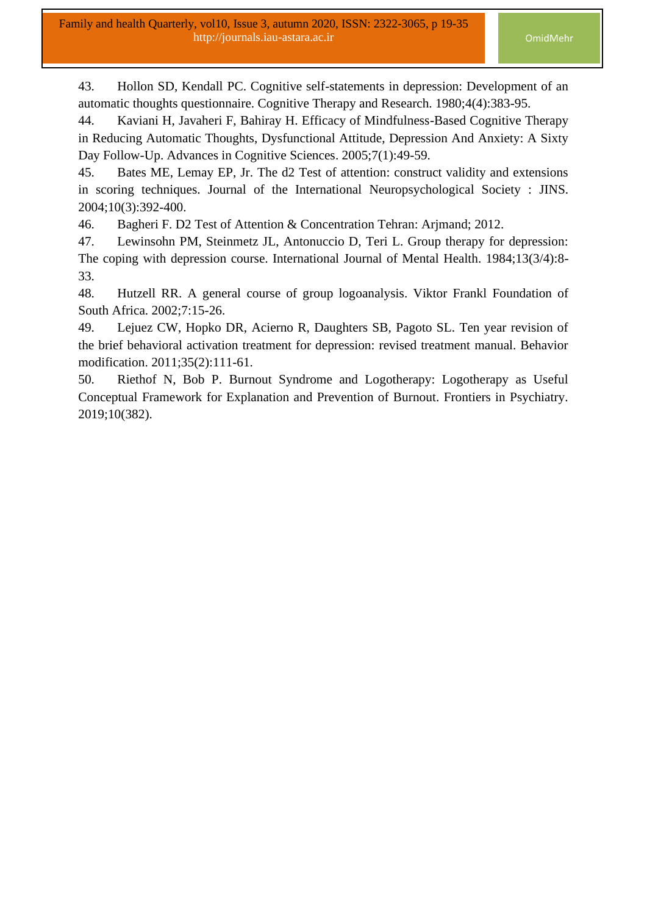43. Hollon SD, Kendall PC. Cognitive self-statements in depression: Development of an automatic thoughts questionnaire. Cognitive Therapy and Research. 1980;4(4):383-95.
44. Kaviani H, Javaheri F, Bahiray H. Efficacy of Mindfulness-Based Cognitive Therapy in Reducing Automatic Thoughts, Dysfunctional Attitude, Depression And Anxiety: A Sixty Day Follow-Up. Advances in Cognitive Sciences. 2005;7(1):49-59.
45. Bates ME, Lemay EP, Jr. The d2 Test of attention: construct validity and extensions in scoring techniques. Journal of the International Neuropsychological Society : JINS. 2004;10(3):392-400.
46. Bagheri F. D2 Test of Attention & Concentration Tehran: Arjmand; 2012.
47. Lewinsohn PM, Steinmetz JL, Antonuccio D, Teri L. Group therapy for depression: The coping with depression course. International Journal of Mental Health. 1984;13(3/4):8-33.
48. Hutzell RR. A general course of group logoanalysis. Viktor Frankl Foundation of South Africa. 2002;7:15-26.
49. Lejuez CW, Hopko DR, Acierno R, Daughters SB, Pagoto SL. Ten year revision of the brief behavioral activation treatment for depression: revised treatment manual. Behavior modification. 2011;35(2):111-61.
50. Riethof N, Bob P. Burnout Syndrome and Logotherapy: Logotherapy as Useful Conceptual Framework for Explanation and Prevention of Burnout. Frontiers in Psychiatry. 2019;10(382).